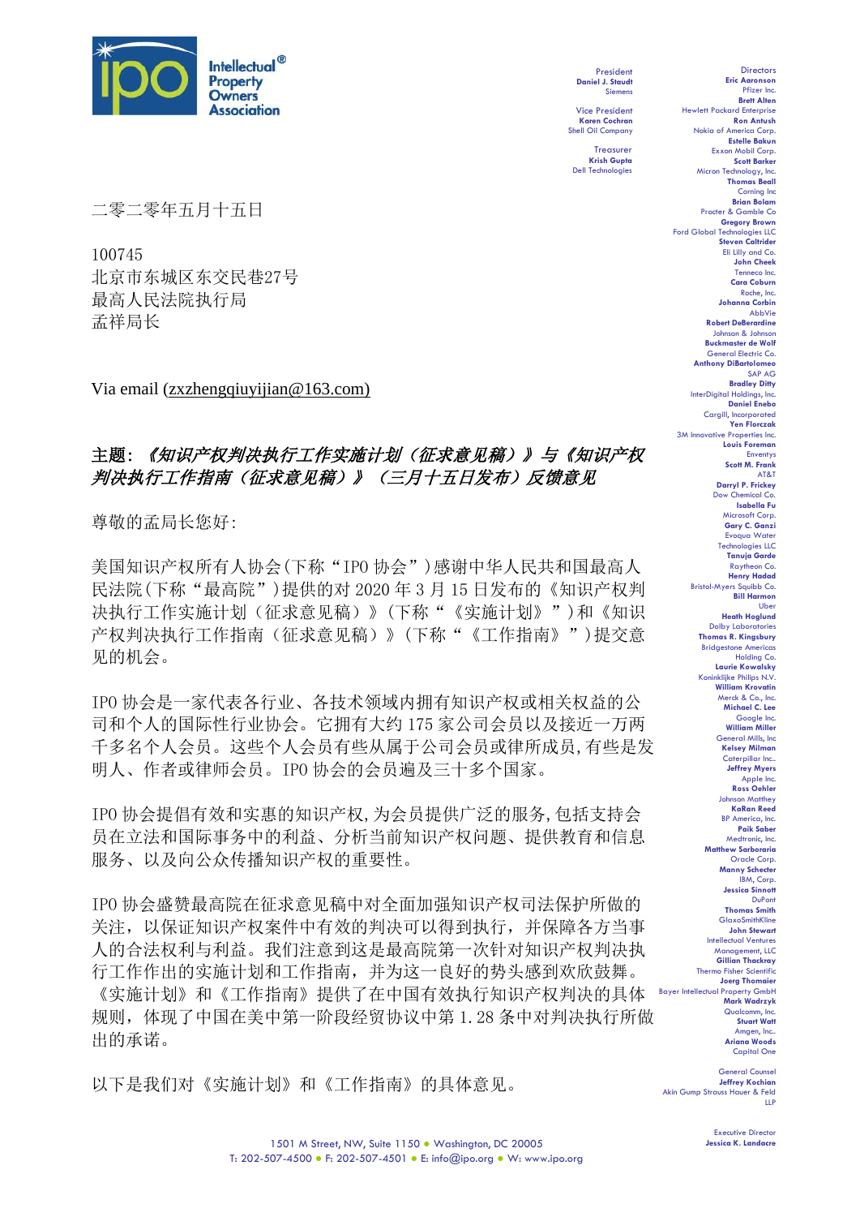Intellectual® Property Owners Association

President
**Daniel J. Staudt**
Siemens

Vice President
**Karen Cochran**
Shell Oil Company

Treasurer
**Krish Gupta**
Dell Technologies

Directors
**Eric Aaronson** Pfizer Inc.
**Brett Alten** Hewlett Packard Enterprise
**Ron Antush** Nokia of America Corp.
**Estelle Bakun** Exxon Mobil Corp.
**Scott Barker** Micron Technology, Inc.
**Thomas Beall** Corning Inc
**Brian Bolam** Procter & Gamble Co
**Gregory Brown** Ford Global Technologies LLC
**Steven Caltrider** Eli Lilly and Co.
**John Cheek** Tenneco Inc.
**Cara Coburn** Roche, Inc.
**Johanna Corbin** AbbVie
**Robert DeBerardine** Johnson & Johnson
**Buckmaster de Wolf** General Electric Co.
**Anthony DiBartolomeo** SAP AG
**Bradley Ditty** InterDigital Holdings, Inc.
**Daniel Enebo** Cargill, Incorporated
**Yen Florczak** 3M Innovative Properties Inc.
**Louis Foreman** Enventys
**Scott M. Frank** AT&T
**Darryl P. Frickey** Dow Chemical Co.
**Isabella Fu** Microsoft Corp.
**Gary C. Ganzi** Evoqua Water Technologies LLC
**Tanuja Garde** Raytheon Co.
**Henry Hadad** Bristol-Myers Squibb Co.
**Bill Harmon** Uber
**Heath Hoglund** Dolby Laboratories
**Thomas R. Kingsbury** Bridgestone Americas Holding Co.
**Laurie Kowalsky** Koninklijke Philips N.V.
**William Krovatin** Merck & Co., Inc.
**Michael C. Lee** Google Inc.
**William Miller** General Mills, Inc
**Kelsey Milman** Caterpillar Inc.
**Jeffrey Myers** Apple Inc.
**Ross Oehler** Johnson Matthey
**KaRan Reed** BP America, Inc.
**Paik Saber** Medtronic, Inc.
**Matthew Sarboraria** Oracle Corp.
**Manny Schecter** IBM, Corp.
**Jessica Sinnott** DuPont
**Thomas Smith** GlaxoSmithKline
**John Stewart** Intellectual Ventures Management, LLC
**Gillian Thackray** Thermo Fisher Scientific
**Joerg Thomaier** Bayer Intellectual Property GmbH
**Mark Wadrzyk** Qualcomm, Inc.
**Stuart Watt** Amgen, Inc.
**Ariana Woods** Capital One

General Counsel
**Jeffrey Kochian**
Akin Gump Strauss Hauer & Feld LLP

Executive Director
**Jessica K. Landacre**

二零二零年五月十五日

100745
北京市东城区东交民巷27号
最高人民法院执行局
孟祥局长

Via email (zxzhengqiuyijian@163.com)

**主题：*《知识产权判决执行工作实施计划（征求意见稿）》与《知识产权判决执行工作指南（征求意见稿）》（三月十五日发布）反馈意见***

尊敬的孟局长您好:

美国知识产权所有人协会(下称“IPO 协会”)感谢中华人民共和国最高人民法院(下称“最高院”)提供的对 2020 年 3 月 15 日发布的《知识产权判决执行工作实施计划（征求意见稿）》(下称“《实施计划》”)和《知识产权判决执行工作指南（征求意见稿）》(下称“《工作指南》”)提交意见的机会。

IPO 协会是一家代表各行业、各技术领域内拥有知识产权或相关权益的公司和个人的国际性行业协会。它拥有大约 175 家公司会员以及接近一万两千多名个人会员。这些个人会员有些从属于公司会员或律所成员,有些是发明人、作者或律师会员。IPO 协会的会员遍及三十多个国家。

IPO 协会提倡有效和实惠的知识产权,为会员提供广泛的服务,包括支持会员在立法和国际事务中的利益、分析当前知识产权问题、提供教育和信息服务、以及向公众传播知识产权的重要性。

IPO 协会盛赞最高院在征求意见稿中对全面加强知识产权司法保护所做的关注，以保证知识产权案件中有效的判决可以得到执行，并保障各方当事人的合法权利与利益。我们注意到这是最高院第一次针对知识产权判决执行工作作出的实施计划和工作指南，并为这一良好的势头感到欢欣鼓舞。《实施计划》和《工作指南》提供了在中国有效执行知识产权判决的具体规则，体现了中国在美中第一阶段经贸协议中第 1.28 条中对判决执行所做出的承诺。

以下是我们对《实施计划》和《工作指南》的具体意见。

1501 M Street, NW, Suite 1150 • Washington, DC 20005
T: 202-507-4500 • F: 202-507-4501 • E: info@ipo.org • W: www.ipo.org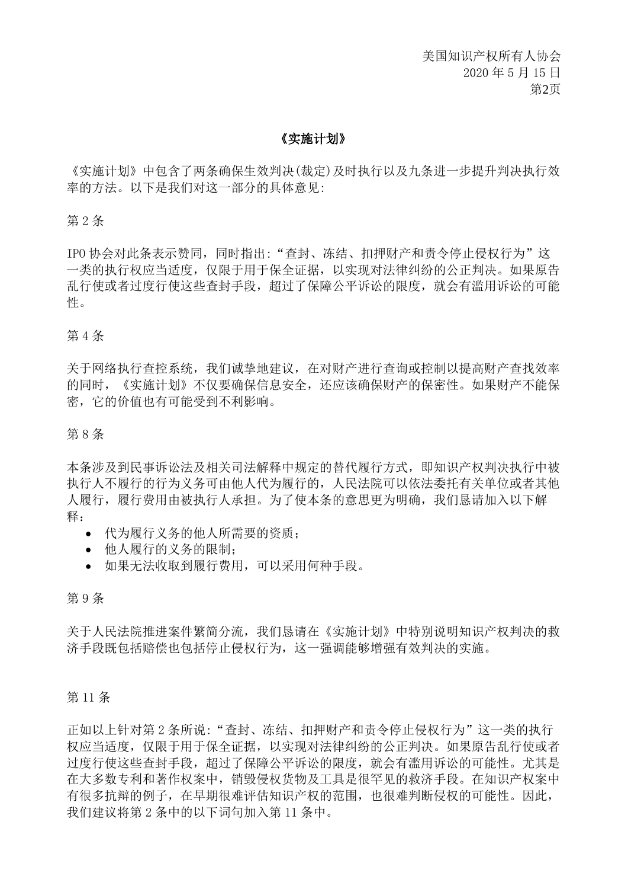## 《实施计划》

《实施计划》中包含了两条确保生效判决(裁定)及时执行以及九条进一步提升判决执行效率的方法。以下是我们对这一部分的具体意见:

第 2 条

IPO 协会对此条表示赞同，同时指出:“查封、冻结、扣押财产和责令停止侵权行为”这一类的执行权应当适度，仅限于用于保全证据，以实现对法律纠纷的公正判决。如果原告乱行使或者过度行使这些查封手段，超过了保障公平诉讼的限度，就会有滥用诉讼的可能性。

第 4 条

关于网络执行查控系统，我们诚挚地建议，在对财产进行查询或控制以提高财产查找效率的同时，《实施计划》不仅要确保信息安全，还应该确保财产的保密性。如果财产不能保密，它的价值也有可能受到不利影响。

第 8 条

本条涉及到民事诉讼法及相关司法解释中规定的替代履行方式，即知识产权判决执行中被执行人不履行的行为义务可由他人代为履行的，人民法院可以依法委托有关单位或者其他人履行，履行费用由被执行人承担。为了使本条的意思更为明确，我们恳请加入以下解释:

- 代为履行义务的他人所需要的资质；
- 他人履行的义务的限制；
- 如果无法收取到履行费用，可以采用何种手段。

第 9 条

关于人民法院推进案件繁简分流，我们恳请在《实施计划》中特别说明知识产权判决的救济手段既包括赔偿也包括停止侵权行为，这一强调能够增强有效判决的实施。

第 11 条

正如以上针对第 2 条所说:“查封、冻结、扣押财产和责令停止侵权行为”这一类的执行权应当适度，仅限于用于保全证据，以实现对法律纠纷的公正判决。如果原告乱行使或者过度行使这些查封手段，超过了保障公平诉讼的限度，就会有滥用诉讼的可能性。尤其是在大多数专利和著作权案中，销毁侵权货物及工具是很罕见的救济手段。在知识产权案中有很多抗辩的例子，在早期很难评估知识产权的范围，也很难判断侵权的可能性。因此，我们建议将第 2 条中的以下词句加入第 11 条中。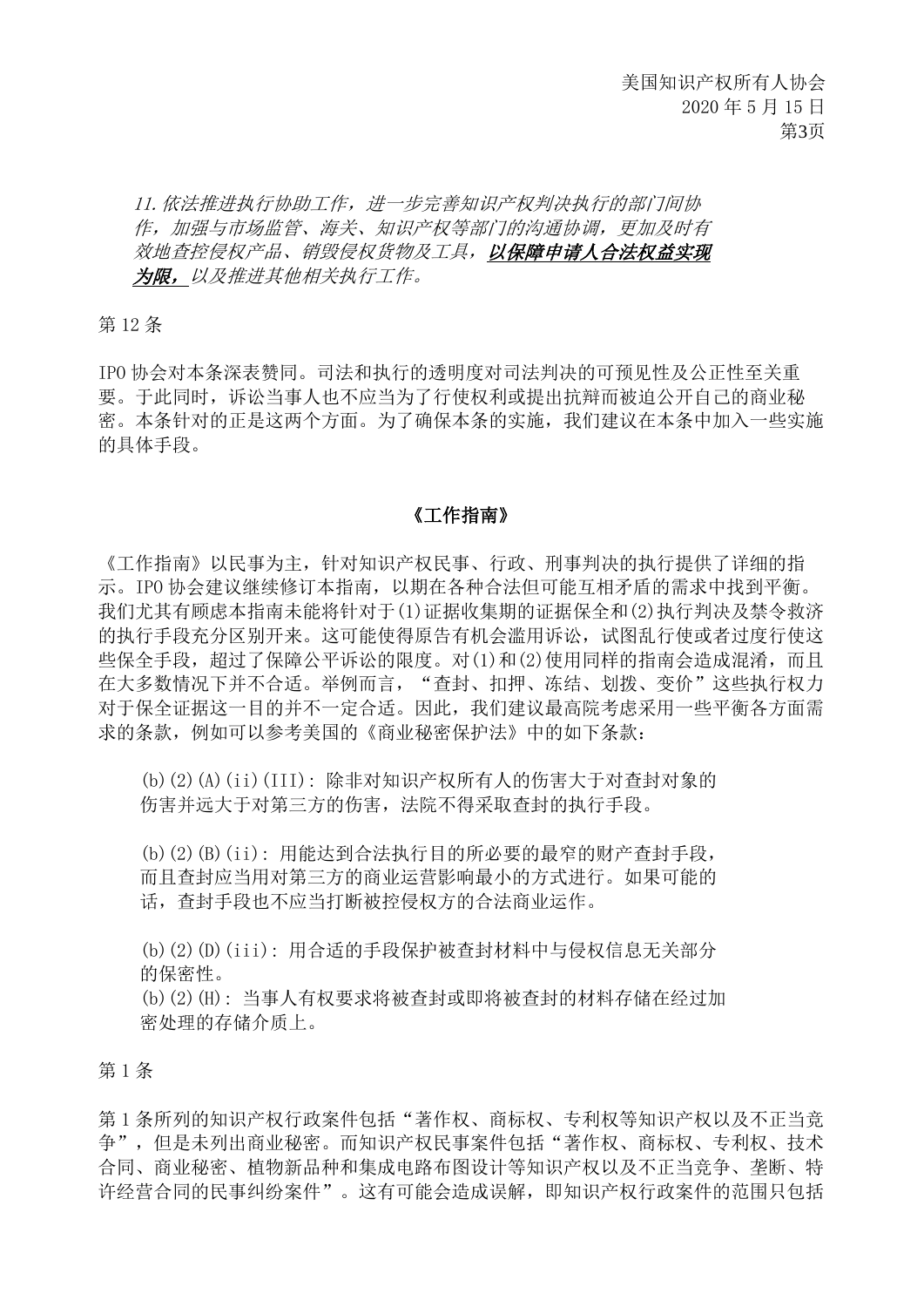> *11.依法推进执行协助工作，进一步完善知识产权判决执行的部门间协作，加强与市场监管、海关、知识产权等部门的沟通协调，更加及时有效地查控侵权产品、销毁侵权货物及工具，**以保障申请人合法权益实现为限，**以及推进其他相关执行工作。*

第 12 条

IPO 协会对本条深表赞同。司法和执行的透明度对司法判决的可预见性及公正性至关重要。于此同时，诉讼当事人也不应当为了行使权利或提出抗辩而被迫公开自己的商业秘密。本条针对的正是这两个方面。为了确保本条的实施，我们建议在本条中加入一些实施的具体手段。

## 《工作指南》

《工作指南》以民事为主，针对知识产权民事、行政、刑事判决的执行提供了详细的指示。IPO 协会建议继续修订本指南，以期在各种合法但可能互相矛盾的需求中找到平衡。我们尤其有顾虑本指南未能将针对于(1)证据收集期的证据保全和(2)执行判决及禁令救济的执行手段充分区别开来。这可能使得原告有机会滥用诉讼，试图乱行使或者过度行使这些保全手段，超过了保障公平诉讼的限度。对(1)和(2)使用同样的指南会造成混淆，而且在大多数情况下并不合适。举例而言，“查封、扣押、冻结、划拨、变价”这些执行权力对于保全证据这一目的并不一定合适。因此，我们建议最高院考虑采用一些平衡各方面需求的条款，例如可以参考美国的《商业秘密保护法》中的如下条款：

> (b)(2)(A)(ii)(III): 除非对知识产权所有人的伤害大于对查封对象的伤害并远大于对第三方的伤害，法院不得采取查封的执行手段。
>
> (b)(2)(B)(ii): 用能达到合法执行目的所必要的最窄的财产查封手段，而且查封应当用对第三方的商业运营影响最小的方式进行。如果可能的话，查封手段也不应当打断被控侵权方的合法商业运作。
>
> (b)(2)(D)(iii): 用合适的手段保护被查封材料中与侵权信息无关部分的保密性。
>
> (b)(2)(H): 当事人有权要求将被查封或即将被查封的材料存储在经过加密处理的存储介质上。

第 1 条

第 1 条所列的知识产权行政案件包括“著作权、商标权、专利权等知识产权以及不正当竞争”，但是未列出商业秘密。而知识产权民事案件包括“著作权、商标权、专利权、技术合同、商业秘密、植物新品种和集成电路布图设计等知识产权以及不正当竞争、垄断、特许经营合同的民事纠纷案件”。这有可能会造成误解，即知识产权行政案件的范围只包括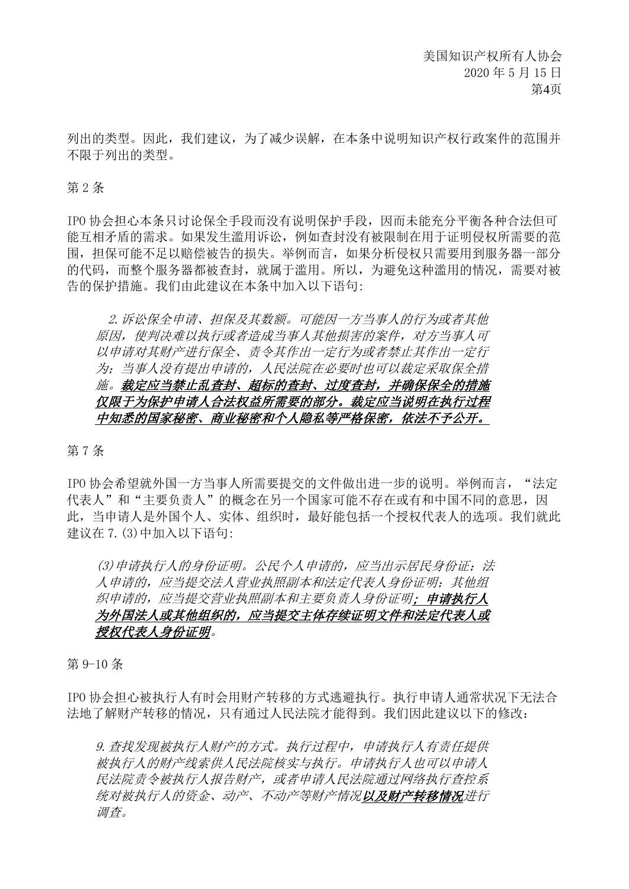列出的类型。因此，我们建议，为了减少误解，在本条中说明知识产权行政案件的范围并不限于列出的类型。

第 2 条

IPO 协会担心本条只讨论保全手段而没有说明保护手段，因而未能充分平衡各种合法但可能互相矛盾的需求。如果发生滥用诉讼，例如查封没有被限制在用于证明侵权所需要的范围，担保可能不足以赔偿被告的损失。举例而言，如果分析侵权只需要用到服务器一部分的代码，而整个服务器都被查封，就属于滥用。所以，为避免这种滥用的情况，需要对被告的保护措施。我们由此建议在本条中加入以下语句:

> *2.诉讼保全申请、担保及其数额。可能因一方当事人的行为或者其他原因，使判决难以执行或者造成当事人其他损害的案件，对方当事人可以申请对其财产进行保全、责令其作出一定行为或者禁止其作出一定行为；当事人没有提出申请的，人民法院在必要时也可以裁定采取保全措施。**<u>裁定应当禁止乱查封、超标的查封、过度查封，并确保保全的措施仅限于为保护申请人合法权益所需要的部分。裁定应当说明在执行过程中知悉的国家秘密、商业秘密和个人隐私等严格保密，依法不予公开。</u>***

第 7 条

IPO 协会希望就外国一方当事人所需要提交的文件做出进一步的说明。举例而言，"法定代表人"和"主要负责人"的概念在另一个国家可能不存在或有和中国不同的意思，因此，当申请人是外国个人、实体、组织时，最好能包括一个授权代表人的选项。我们就此建议在 7.(3)中加入以下语句:

> *(3)申请执行人的身份证明。公民个人申请的，应当出示居民身份证；法人申请的，应当提交法人营业执照副本和法定代表人身份证明；其他组织申请的，应当提交营业执照副本和主要负责人身份证明**<u>；申请执行人为外国法人或其他组织的，应当提交主体存续证明文件和法定代表人或授权代表人身份证明</u>**。*

第 9-10 条

IPO 协会担心被执行人有时会用财产转移的方式逃避执行。执行申请人通常状况下无法合法地了解财产转移的情况，只有通过人民法院才能得到。我们因此建议以下的修改：

> *9.查找发现被执行人财产的方式。执行过程中，申请执行人有责任提供被执行人的财产线索供人民法院核实与执行。申请执行人也可以申请人民法院责令被执行人报告财产，或者申请人民法院通过网络执行查控系统对被执行人的资金、动产、不动产等财产情况**<u>以及财产转移情况</u>**进行调查。*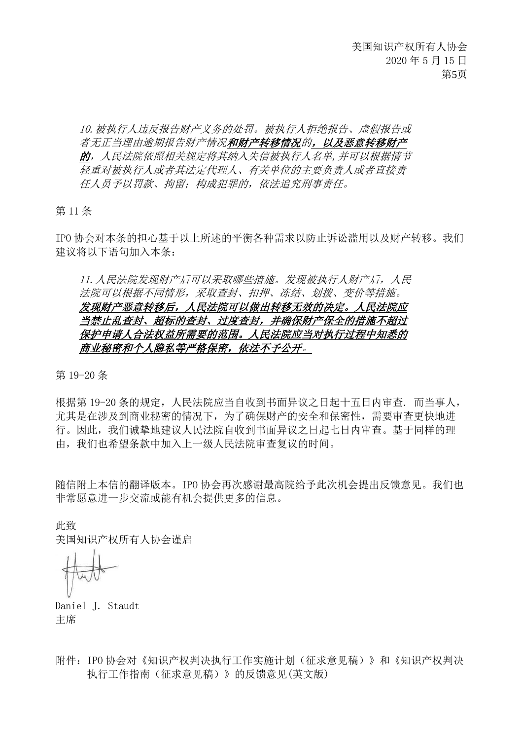*10. 被执行人违反报告财产义务的处罚。被执行人拒绝报告、虚假报告或者无正当理由逾期报告财产情况**<u>和财产转移情况</u>**的**<u>，以及恶意转移财产的</u>**，人民法院依照相关规定将其纳入失信被执行人名单,并可以根据情节轻重对被执行人或者其法定代理人、有关单位的主要负责人或者直接责任人员予以罚款、拘留；构成犯罪的，依法追究刑事责任。*

第 11 条

IPO 协会对本条的担心基于以上所述的平衡各种需求以防止诉讼滥用以及财产转移。我们建议将以下语句加入本条：

*11. 人民法院发现财产后可以采取哪些措施。发现被执行人财产后，人民法院可以根据不同情形，采取查封、扣押、冻结、划拨、变价等措施。**<u>发现财产恶意转移后，人民法院可以做出转移无效的决定。人民法院应当禁止乱查封、超标的查封、过度查封，并确保财产保全的措施不超过保护申请人合法权益所需要的范围。人民法院应当对执行过程中知悉的商业秘密和个人隐私等严格保密，依法不予公开。</u>***

第 19-20 条

根据第 19-20 条的规定，人民法院应当自收到书面异议之日起十五日内审查. 而当事人，尤其是在涉及到商业秘密的情况下，为了确保财产的安全和保密性，需要审查更快地进行。因此，我们诚挚地建议人民法院自收到书面异议之日起七日内审查。基于同样的理由，我们也希望条款中加入上一级人民法院审查复议的时间。

随信附上本信的翻译版本。IPO 协会再次感谢最高院给予此次机会提出反馈意见。我们也非常愿意进一步交流或能有机会提供更多的信息。

此致
美国知识产权所有人协会谨启

Daniel J. Staudt
主席

附件：IPO 协会对《知识产权判决执行工作实施计划（征求意见稿）》和《知识产权判决执行工作指南（征求意见稿）》的反馈意见(英文版)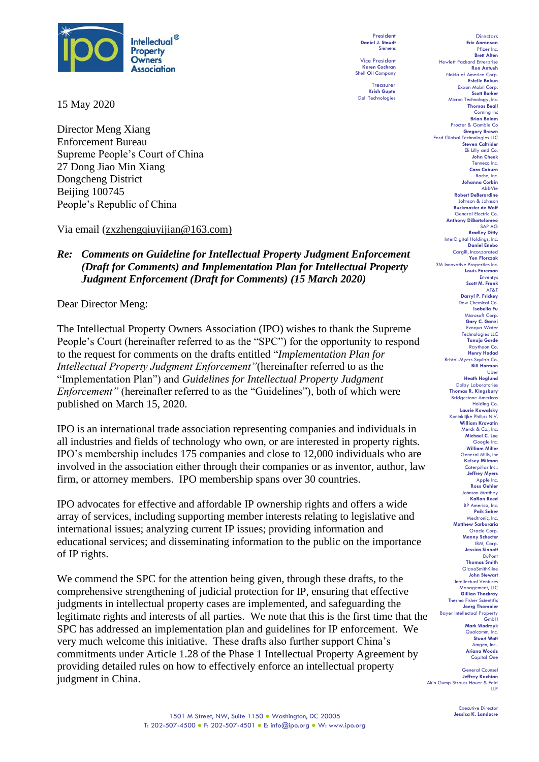**Intellectual Property Owners Association**

President
**Daniel J. Staudt**
Siemens

Vice President
**Karen Cochran**
Shell Oil Company

Treasurer
**Krish Gupta**
Dell Technologies

Directors
**Eric Aaronson** — Pfizer Inc.
**Brett Alten** — Hewlett Packard Enterprise
**Ron Antush** — Nokia of America Corp.
**Estelle Bakun** — Exxon Mobil Corp.
**Scott Barker** — Micron Technology, Inc.
**Thomas Beall** — Corning Inc
**Brian Bolam** — Procter & Gamble Co
**Gregory Brown** — Ford Global Technologies LLC
**Steven Caltrider** — Eli Lilly and Co.
**John Cheek** — Tenneco Inc.
**Cara Coburn** — Roche, Inc.
**Johanna Corbin** — AbbVie
**Robert DeBerardine** — Johnson & Johnson
**Buckmaster de Wolf** — General Electric Co.
**Anthony DiBartolomeo** — SAP AG
**Bradley Ditty** — InterDigital Holdings, Inc.
**Daniel Enebo** — Cargill, Incorporated
**Yen Florczak** — 3M Innovative Properties Inc.
**Louis Foreman** — Enventys
**Scott M. Frank** — AT&T
**Darryl P. Frickey** — Dow Chemical Co.
**Isabella Fu** — Microsoft Corp.
**Gary C. Ganzi** — Evoqua Water Technologies LLC
**Tanuja Garde** — Raytheon Co.
**Henry Hadad** — Bristol-Myers Squibb Co.
**Bill Harmon** — Uber
**Heath Hoglund** — Dolby Laboratories
**Thomas R. Kingsbury** — Bridgestone Americas Holding Co.
**Laurie Kowalsky** — Koninklijke Philips N.V.
**William Krovatin** — Merck & Co., Inc.
**Michael C. Lee** — Google Inc.
**William Miller** — General Mills, Inc
**Kelsey Milman** — Caterpillar Inc..
**Jeffrey Myers** — Apple Inc.
**Ross Oehler** — Johnson Matthey
**KaRan Reed** — BP America, Inc.
**Paik Saber** — Medtronic, Inc.
**Matthew Sarboraria** — Oracle Corp.
**Manny Schecter** — IBM, Corp.
**Jessica Sinnott** — DuPont
**Thomas Smith** — GlaxoSmithKline
**John Stewart** — Intellectual Ventures Management, LLC
**Gillian Thackray** — Thermo Fisher Scientific
**Joerg Thomaier** — Bayer Intellectual Property GmbH
**Mark Wadrzyk** — Qualcomm, Inc.
**Stuart Watt** — Amgen, Inc..
**Ariana Woods** — Capital One

General Counsel
**Jeffrey Kochian**
Akin Gump Strauss Hauer & Feld LLP

Executive Director
**Jessica K. Landacre**

15 May 2020

Director Meng Xiang
Enforcement Bureau
Supreme People's Court of China
27 Dong Jiao Min Xiang
Dongcheng District
Beijing 100745
People's Republic of China

Via email (zxzhengqiuyijian@163.com)

***Re: Comments on Guideline for Intellectual Property Judgment Enforcement (Draft for Comments) and Implementation Plan for Intellectual Property Judgment Enforcement (Draft for Comments) (15 March 2020)***

Dear Director Meng:

The Intellectual Property Owners Association (IPO) wishes to thank the Supreme People's Court (hereinafter referred to as the "SPC") for the opportunity to respond to the request for comments on the drafts entitled "*Implementation Plan for Intellectual Property Judgment Enforcement"*(hereinafter referred to as the "Implementation Plan") and *Guidelines for Intellectual Property Judgment Enforcement"* (hereinafter referred to as the "Guidelines"), both of which were published on March 15, 2020.

IPO is an international trade association representing companies and individuals in all industries and fields of technology who own, or are interested in property rights. IPO's membership includes 175 companies and close to 12,000 individuals who are involved in the association either through their companies or as inventor, author, law firm, or attorney members. IPO membership spans over 30 countries.

IPO advocates for effective and affordable IP ownership rights and offers a wide array of services, including supporting member interests relating to legislative and international issues; analyzing current IP issues; providing information and educational services; and disseminating information to the public on the importance of IP rights.

We commend the SPC for the attention being given, through these drafts, to the comprehensive strengthening of judicial protection for IP, ensuring that effective judgments in intellectual property cases are implemented, and safeguarding the legitimate rights and interests of all parties. We note that this is the first time that the SPC has addressed an implementation plan and guidelines for IP enforcement. We very much welcome this initiative. These drafts also further support China's commitments under Article 1.28 of the Phase 1 Intellectual Property Agreement by providing detailed rules on how to effectively enforce an intellectual property judgment in China.

1501 M Street, NW, Suite 1150 • Washington, DC 20005
T: 202-507-4500 • F: 202-507-4501 • E: info@ipo.org • W: www.ipo.org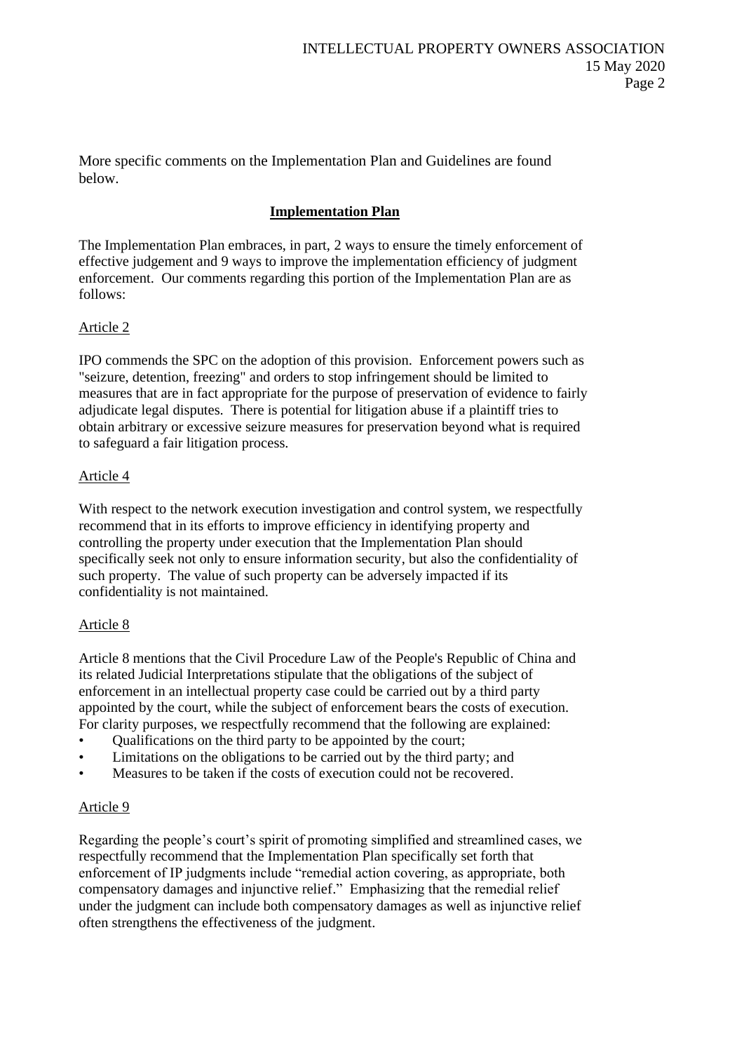More specific comments on the Implementation Plan and Guidelines are found below.

## Implementation Plan

The Implementation Plan embraces, in part, 2 ways to ensure the timely enforcement of effective judgement and 9 ways to improve the implementation efficiency of judgment enforcement. Our comments regarding this portion of the Implementation Plan are as follows:

### Article 2

IPO commends the SPC on the adoption of this provision. Enforcement powers such as "seizure, detention, freezing" and orders to stop infringement should be limited to measures that are in fact appropriate for the purpose of preservation of evidence to fairly adjudicate legal disputes. There is potential for litigation abuse if a plaintiff tries to obtain arbitrary or excessive seizure measures for preservation beyond what is required to safeguard a fair litigation process.

### Article 4

With respect to the network execution investigation and control system, we respectfully recommend that in its efforts to improve efficiency in identifying property and controlling the property under execution that the Implementation Plan should specifically seek not only to ensure information security, but also the confidentiality of such property. The value of such property can be adversely impacted if its confidentiality is not maintained.

### Article 8

Article 8 mentions that the Civil Procedure Law of the People's Republic of China and its related Judicial Interpretations stipulate that the obligations of the subject of enforcement in an intellectual property case could be carried out by a third party appointed by the court, while the subject of enforcement bears the costs of execution. For clarity purposes, we respectfully recommend that the following are explained:

- Qualifications on the third party to be appointed by the court;
- Limitations on the obligations to be carried out by the third party; and
- Measures to be taken if the costs of execution could not be recovered.

### Article 9

Regarding the people's court's spirit of promoting simplified and streamlined cases, we respectfully recommend that the Implementation Plan specifically set forth that enforcement of IP judgments include "remedial action covering, as appropriate, both compensatory damages and injunctive relief." Emphasizing that the remedial relief under the judgment can include both compensatory damages as well as injunctive relief often strengthens the effectiveness of the judgment.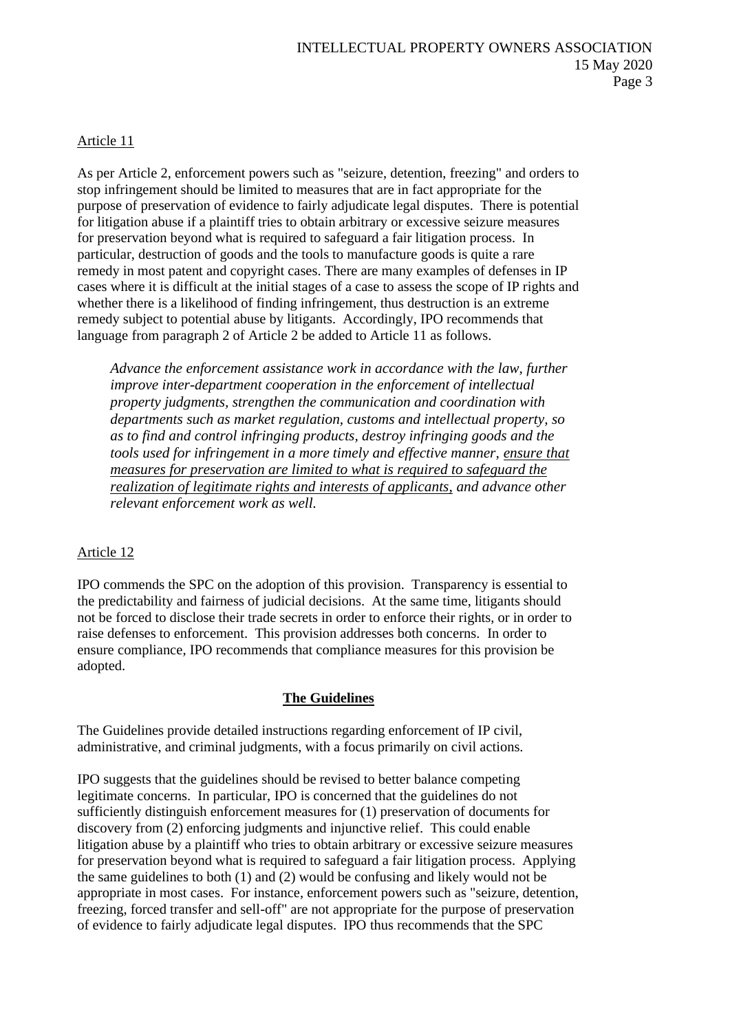Article 11

As per Article 2, enforcement powers such as "seizure, detention, freezing" and orders to stop infringement should be limited to measures that are in fact appropriate for the purpose of preservation of evidence to fairly adjudicate legal disputes. There is potential for litigation abuse if a plaintiff tries to obtain arbitrary or excessive seizure measures for preservation beyond what is required to safeguard a fair litigation process. In particular, destruction of goods and the tools to manufacture goods is quite a rare remedy in most patent and copyright cases. There are many examples of defenses in IP cases where it is difficult at the initial stages of a case to assess the scope of IP rights and whether there is a likelihood of finding infringement, thus destruction is an extreme remedy subject to potential abuse by litigants. Accordingly, IPO recommends that language from paragraph 2 of Article 2 be added to Article 11 as follows.

> *Advance the enforcement assistance work in accordance with the law, further improve inter-department cooperation in the enforcement of intellectual property judgments, strengthen the communication and coordination with departments such as market regulation, customs and intellectual property, so as to find and control infringing products, destroy infringing goods and the tools used for infringement in a more timely and effective manner, <u>ensure that measures for preservation are limited to what is required to safeguard the realization of legitimate rights and interests of applicants,</u> and advance other relevant enforcement work as well.*

Article 12

IPO commends the SPC on the adoption of this provision. Transparency is essential to the predictability and fairness of judicial decisions. At the same time, litigants should not be forced to disclose their trade secrets in order to enforce their rights, or in order to raise defenses to enforcement. This provision addresses both concerns. In order to ensure compliance, IPO recommends that compliance measures for this provision be adopted.

## **The Guidelines**

The Guidelines provide detailed instructions regarding enforcement of IP civil, administrative, and criminal judgments, with a focus primarily on civil actions.

IPO suggests that the guidelines should be revised to better balance competing legitimate concerns. In particular, IPO is concerned that the guidelines do not sufficiently distinguish enforcement measures for (1) preservation of documents for discovery from (2) enforcing judgments and injunctive relief. This could enable litigation abuse by a plaintiff who tries to obtain arbitrary or excessive seizure measures for preservation beyond what is required to safeguard a fair litigation process. Applying the same guidelines to both (1) and (2) would be confusing and likely would not be appropriate in most cases. For instance, enforcement powers such as "seizure, detention, freezing, forced transfer and sell-off" are not appropriate for the purpose of preservation of evidence to fairly adjudicate legal disputes. IPO thus recommends that the SPC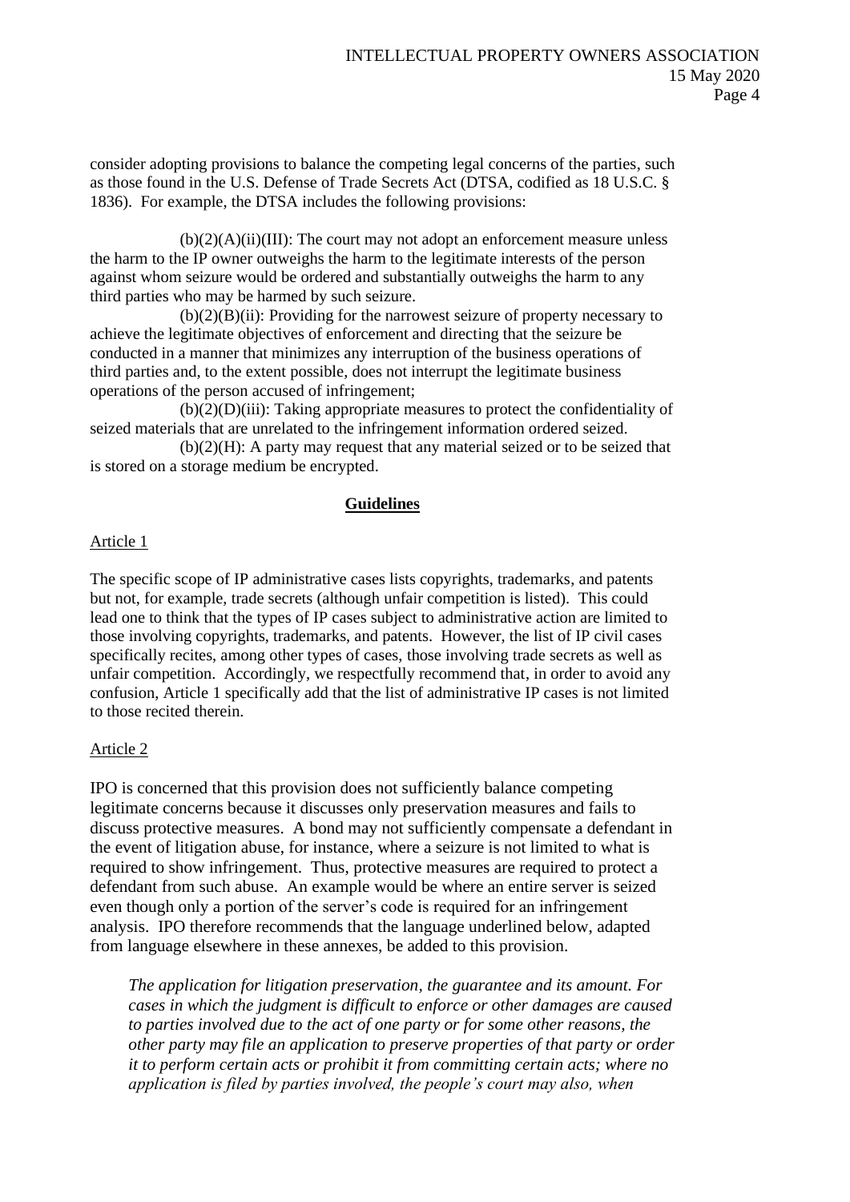consider adopting provisions to balance the competing legal concerns of the parties, such as those found in the U.S. Defense of Trade Secrets Act (DTSA, codified as 18 U.S.C. § 1836). For example, the DTSA includes the following provisions:

(b)(2)(A)(ii)(III): The court may not adopt an enforcement measure unless the harm to the IP owner outweighs the harm to the legitimate interests of the person against whom seizure would be ordered and substantially outweighs the harm to any third parties who may be harmed by such seizure.

(b)(2)(B)(ii): Providing for the narrowest seizure of property necessary to achieve the legitimate objectives of enforcement and directing that the seizure be conducted in a manner that minimizes any interruption of the business operations of third parties and, to the extent possible, does not interrupt the legitimate business operations of the person accused of infringement;

(b)(2)(D)(iii): Taking appropriate measures to protect the confidentiality of seized materials that are unrelated to the infringement information ordered seized.

(b)(2)(H): A party may request that any material seized or to be seized that is stored on a storage medium be encrypted.

## Guidelines

Article 1

The specific scope of IP administrative cases lists copyrights, trademarks, and patents but not, for example, trade secrets (although unfair competition is listed). This could lead one to think that the types of IP cases subject to administrative action are limited to those involving copyrights, trademarks, and patents. However, the list of IP civil cases specifically recites, among other types of cases, those involving trade secrets as well as unfair competition. Accordingly, we respectfully recommend that, in order to avoid any confusion, Article 1 specifically add that the list of administrative IP cases is not limited to those recited therein.

Article 2

IPO is concerned that this provision does not sufficiently balance competing legitimate concerns because it discusses only preservation measures and fails to discuss protective measures. A bond may not sufficiently compensate a defendant in the event of litigation abuse, for instance, where a seizure is not limited to what is required to show infringement. Thus, protective measures are required to protect a defendant from such abuse. An example would be where an entire server is seized even though only a portion of the server's code is required for an infringement analysis. IPO therefore recommends that the language underlined below, adapted from language elsewhere in these annexes, be added to this provision.

> *The application for litigation preservation, the guarantee and its amount. For cases in which the judgment is difficult to enforce or other damages are caused to parties involved due to the act of one party or for some other reasons, the other party may file an application to preserve properties of that party or order it to perform certain acts or prohibit it from committing certain acts; where no application is filed by parties involved, the people's court may also, when*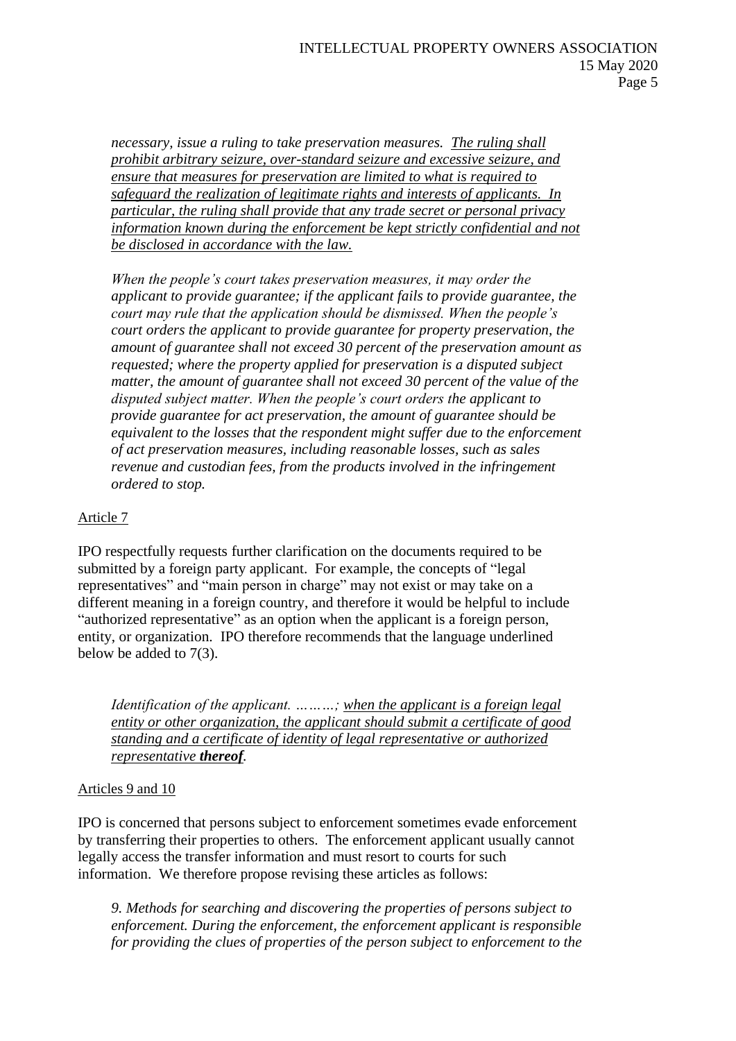*necessary, issue a ruling to take preservation measures. <u>The ruling shall prohibit arbitrary seizure, over-standard seizure and excessive seizure, and ensure that measures for preservation are limited to what is required to safeguard the realization of legitimate rights and interests of applicants. In particular, the ruling shall provide that any trade secret or personal privacy information known during the enforcement be kept strictly confidential and not be disclosed in accordance with the law.</u>*

*When the people's court takes preservation measures, it may order the applicant to provide guarantee; if the applicant fails to provide guarantee, the court may rule that the application should be dismissed. When the people's court orders the applicant to provide guarantee for property preservation, the amount of guarantee shall not exceed 30 percent of the preservation amount as requested; where the property applied for preservation is a disputed subject matter, the amount of guarantee shall not exceed 30 percent of the value of the disputed subject matter. When the people's court orders the applicant to provide guarantee for act preservation, the amount of guarantee should be equivalent to the losses that the respondent might suffer due to the enforcement of act preservation measures, including reasonable losses, such as sales revenue and custodian fees, from the products involved in the infringement ordered to stop.*

<u>Article 7</u>

IPO respectfully requests further clarification on the documents required to be submitted by a foreign party applicant. For example, the concepts of "legal representatives" and "main person in charge" may not exist or may take on a different meaning in a foreign country, and therefore it would be helpful to include "authorized representative" as an option when the applicant is a foreign person, entity, or organization. IPO therefore recommends that the language underlined below be added to 7(3).

*Identification of the applicant. ………; <u>when the applicant is a foreign legal entity or other organization, the applicant should submit a certificate of good standing and a certificate of identity of legal representative or authorized representative **thereof**</u>.*

<u>Articles 9 and 10</u>

IPO is concerned that persons subject to enforcement sometimes evade enforcement by transferring their properties to others. The enforcement applicant usually cannot legally access the transfer information and must resort to courts for such information. We therefore propose revising these articles as follows:

*9. Methods for searching and discovering the properties of persons subject to enforcement. During the enforcement, the enforcement applicant is responsible for providing the clues of properties of the person subject to enforcement to the*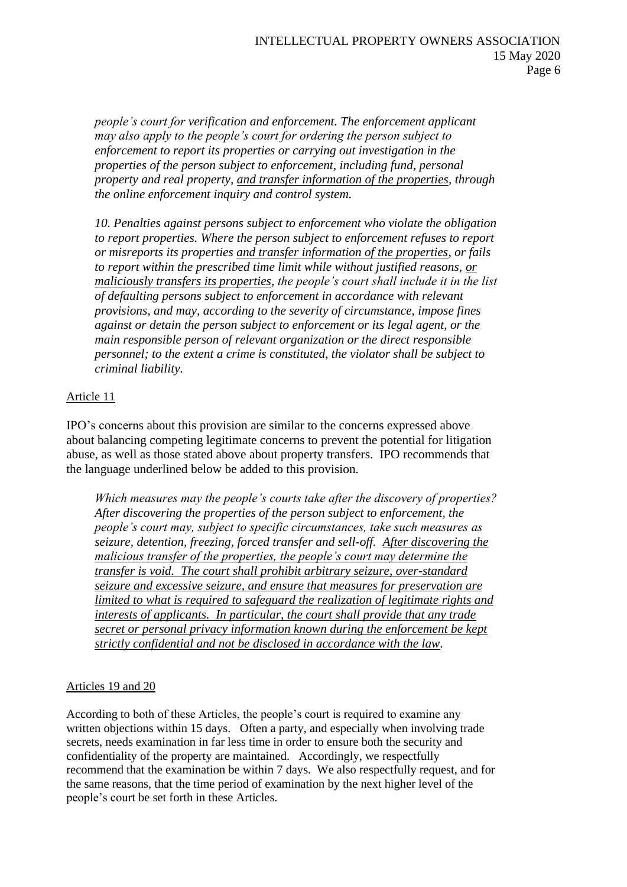*people's court for verification and enforcement. The enforcement applicant may also apply to the people's court for ordering the person subject to enforcement to report its properties or carrying out investigation in the properties of the person subject to enforcement, including fund, personal property and real property, <u>and transfer information of the properties</u>, through the online enforcement inquiry and control system.*

*10. Penalties against persons subject to enforcement who violate the obligation to report properties. Where the person subject to enforcement refuses to report or misreports its properties <u>and transfer information of the properties</u>, or fails to report within the prescribed time limit while without justified reasons, <u>or maliciously transfers its properties</u>, the people's court shall include it in the list of defaulting persons subject to enforcement in accordance with relevant provisions, and may, according to the severity of circumstance, impose fines against or detain the person subject to enforcement or its legal agent, or the main responsible person of relevant organization or the direct responsible personnel; to the extent a crime is constituted, the violator shall be subject to criminal liability.*

<u>Article 11</u>

IPO's concerns about this provision are similar to the concerns expressed above about balancing competing legitimate concerns to prevent the potential for litigation abuse, as well as those stated above about property transfers. IPO recommends that the language underlined below be added to this provision.

*Which measures may the people's courts take after the discovery of properties? After discovering the properties of the person subject to enforcement, the people's court may, subject to specific circumstances, take such measures as seizure, detention, freezing, forced transfer and sell-off. <u>After discovering the malicious transfer of the properties, the people's court may determine the transfer is void. The court shall prohibit arbitrary seizure, over-standard seizure and excessive seizure, and ensure that measures for preservation are limited to what is required to safeguard the realization of legitimate rights and interests of applicants. In particular, the court shall provide that any trade secret or personal privacy information known during the enforcement be kept strictly confidential and not be disclosed in accordance with the law</u>.*

<u>Articles 19 and 20</u>

According to both of these Articles, the people's court is required to examine any written objections within 15 days. Often a party, and especially when involving trade secrets, needs examination in far less time in order to ensure both the security and confidentiality of the property are maintained. Accordingly, we respectfully recommend that the examination be within 7 days. We also respectfully request, and for the same reasons, that the time period of examination by the next higher level of the people's court be set forth in these Articles.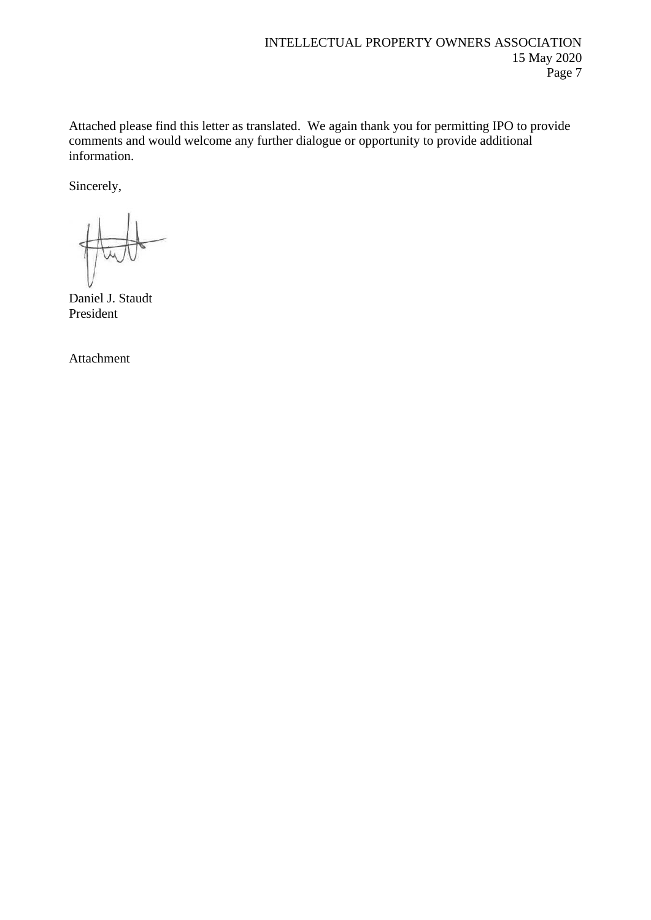Attached please find this letter as translated. We again thank you for permitting IPO to provide comments and would welcome any further dialogue or opportunity to provide additional information.

Sincerely,

Daniel J. Staudt
President

Attachment